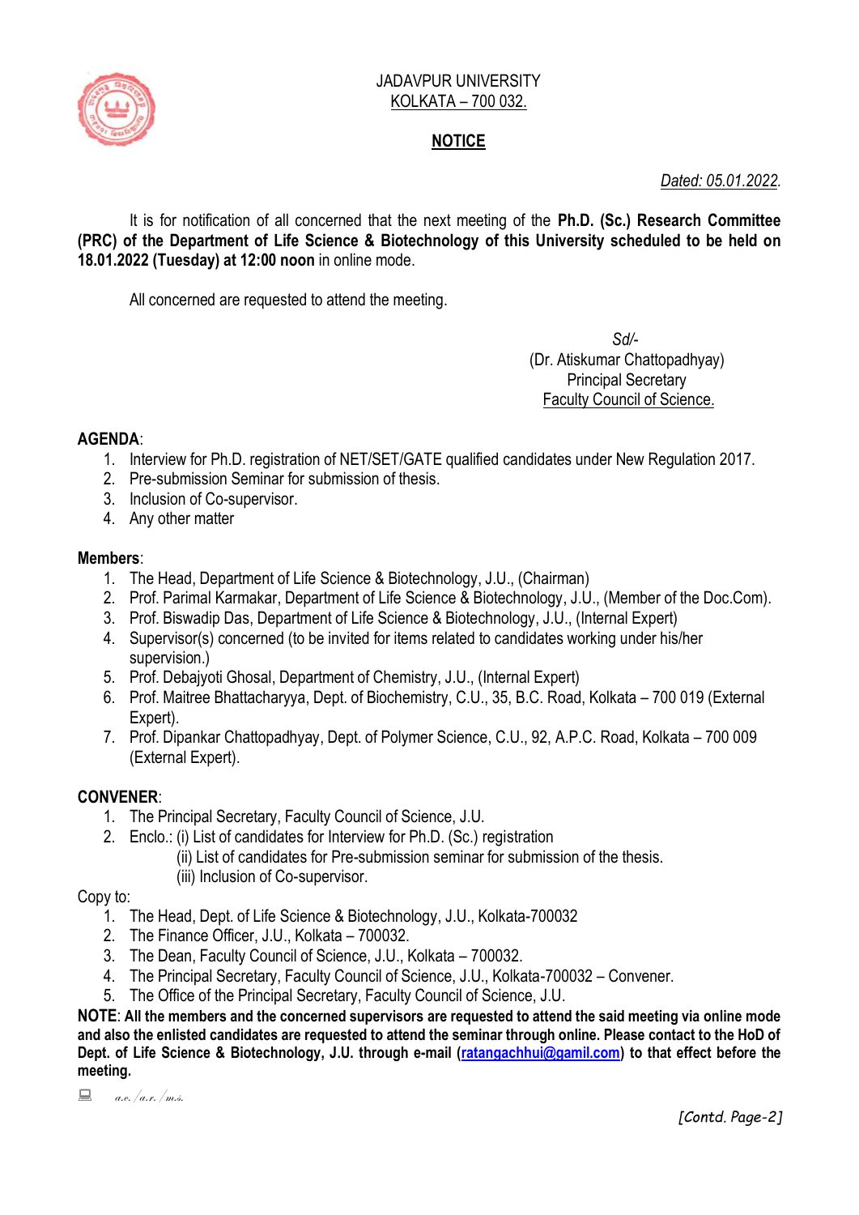JADAVPUR UNIVERSITY
KOLKATA – 700 032.

## NOTICE

*Dated: 05.01.2022.*

It is for notification of all concerned that the next meeting of the **Ph.D. (Sc.) Research Committee (PRC) of the Department of Life Science & Biotechnology of this University scheduled to be held on 18.01.2022 (Tuesday) at 12:00 noon** in online mode.

All concerned are requested to attend the meeting.

*Sd/-*
(Dr. Atiskumar Chattopadhyay)
Principal Secretary
Faculty Council of Science.

**AGENDA**:

1. Interview for Ph.D. registration of NET/SET/GATE qualified candidates under New Regulation 2017.
2. Pre-submission Seminar for submission of thesis.
3. Inclusion of Co-supervisor.
4. Any other matter

**Members**:

1. The Head, Department of Life Science & Biotechnology, J.U., (Chairman)
2. Prof. Parimal Karmakar, Department of Life Science & Biotechnology, J.U., (Member of the Doc.Com).
3. Prof. Biswadip Das, Department of Life Science & Biotechnology, J.U., (Internal Expert)
4. Supervisor(s) concerned (to be invited for items related to candidates working under his/her supervision.)
5. Prof. Debajyoti Ghosal, Department of Chemistry, J.U., (Internal Expert)
6. Prof. Maitree Bhattacharyya, Dept. of Biochemistry, C.U., 35, B.C. Road, Kolkata – 700 019 (External Expert).
7. Prof. Dipankar Chattopadhyay, Dept. of Polymer Science, C.U., 92, A.P.C. Road, Kolkata – 700 009 (External Expert).

**CONVENER**:

1. The Principal Secretary, Faculty Council of Science, J.U.
2. Enclo.: (i) List of candidates for Interview for Ph.D. (Sc.) registration
   (ii) List of candidates for Pre-submission seminar for submission of the thesis.
   (iii) Inclusion of Co-supervisor.

Copy to:

1. The Head, Dept. of Life Science & Biotechnology, J.U., Kolkata-700032
2. The Finance Officer, J.U., Kolkata – 700032.
3. The Dean, Faculty Council of Science, J.U., Kolkata – 700032.
4. The Principal Secretary, Faculty Council of Science, J.U., Kolkata-700032 – Convener.
5. The Office of the Principal Secretary, Faculty Council of Science, J.U.

**NOTE**: **All the members and the concerned supervisors are requested to attend the said meeting via online mode and also the enlisted candidates are requested to attend the seminar through online. Please contact to the HoD of Dept. of Life Science & Biotechnology, J.U. through e-mail (ratangachhui@gamil.com) to that effect before the meeting.**

*a.e./a.r./m.s.*

*[Contd. Page-2]*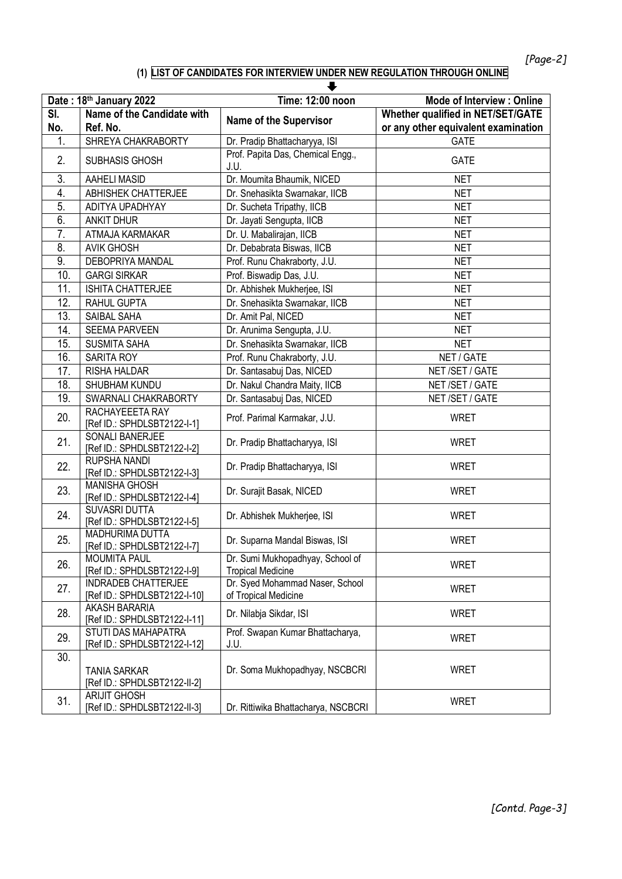**(1) LIST OF CANDIDATES FOR INTERVIEW UNDER NEW REGULATION THROUGH ONLINE**

| Date : 18th January 2022 | | Time: 12:00 noon | Mode of Interview : Online |
|---|---|---|---|
| Sl. No. | Name of the Candidate with Ref. No. | Name of the Supervisor | Whether qualified in NET/SET/GATE or any other equivalent examination |
| 1. | SHREYA CHAKRABORTY | Dr. Pradip Bhattacharyya, ISI | GATE |
| 2. | SUBHASIS GHOSH | Prof. Papita Das, Chemical Engg., J.U. | GATE |
| 3. | AAHELI MASID | Dr. Moumita Bhaumik, NICED | NET |
| 4. | ABHISHEK CHATTERJEE | Dr. Snehasikta Swarnakar, IICB | NET |
| 5. | ADITYA UPADHYAY | Dr. Sucheta Tripathy, IICB | NET |
| 6. | ANKIT DHUR | Dr. Jayati Sengupta, IICB | NET |
| 7. | ATMAJA KARMAKAR | Dr. U. Mabalirajan, IICB | NET |
| 8. | AVIK GHOSH | Dr. Debabrata Biswas, IICB | NET |
| 9. | DEBOPRIYA MANDAL | Prof. Runu Chakraborty, J.U. | NET |
| 10. | GARGI SIRKAR | Prof. Biswadip Das, J.U. | NET |
| 11. | ISHITA CHATTERJEE | Dr. Abhishek Mukherjee, ISI | NET |
| 12. | RAHUL GUPTA | Dr. Snehasikta Swarnakar, IICB | NET |
| 13. | SAIBAL SAHA | Dr. Amit Pal, NICED | NET |
| 14. | SEEMA PARVEEN | Dr. Arunima Sengupta, J.U. | NET |
| 15. | SUSMITA SAHA | Dr. Snehasikta Swarnakar, IICB | NET |
| 16. | SARITA ROY | Prof. Runu Chakraborty, J.U. | NET / GATE |
| 17. | RISHA HALDAR | Dr. Santasabuj Das, NICED | NET /SET / GATE |
| 18. | SHUBHAM KUNDU | Dr. Nakul Chandra Maity, IICB | NET /SET / GATE |
| 19. | SWARNALI CHAKRABORTY | Dr. Santasabuj Das, NICED | NET /SET / GATE |
| 20. | RACHAYEEETA RAY [Ref ID.: SPHDLSBT2122-I-1] | Prof. Parimal Karmakar, J.U. | WRET |
| 21. | SONALI BANERJEE [Ref ID.: SPHDLSBT2122-I-2] | Dr. Pradip Bhattacharyya, ISI | WRET |
| 22. | RUPSHA NANDI [Ref ID.: SPHDLSBT2122-I-3] | Dr. Pradip Bhattacharyya, ISI | WRET |
| 23. | MANISHA GHOSH [Ref ID.: SPHDLSBT2122-I-4] | Dr. Surajit Basak, NICED | WRET |
| 24. | SUVASRI DUTTA [Ref ID.: SPHDLSBT2122-I-5] | Dr. Abhishek Mukherjee, ISI | WRET |
| 25. | MADHURIMA DUTTA [Ref ID.: SPHDLSBT2122-I-7] | Dr. Suparna Mandal Biswas, ISI | WRET |
| 26. | MOUMITA PAUL [Ref ID.: SPHDLSBT2122-I-9] | Dr. Sumi Mukhopadhyay, School of Tropical Medicine | WRET |
| 27. | INDRADEB CHATTERJEE [Ref ID.: SPHDLSBT2122-I-10] | Dr. Syed Mohammad Naser, School of Tropical Medicine | WRET |
| 28. | AKASH BARARIA [Ref ID.: SPHDLSBT2122-I-11] | Dr. Nilabja Sikdar, ISI | WRET |
| 29. | STUTI DAS MAHAPATRA [Ref ID.: SPHDLSBT2122-I-12] | Prof. Swapan Kumar Bhattacharya, J.U. | WRET |
| 30. | TANIA SARKAR [Ref ID.: SPHDLSBT2122-II-2] | Dr. Soma Mukhopadhyay, NSCBCRI | WRET |
| 31. | ARIJIT GHOSH [Ref ID.: SPHDLSBT2122-II-3] | Dr. Rittiwika Bhattacharya, NSCBCRI | WRET |

*[Contd. Page-3]*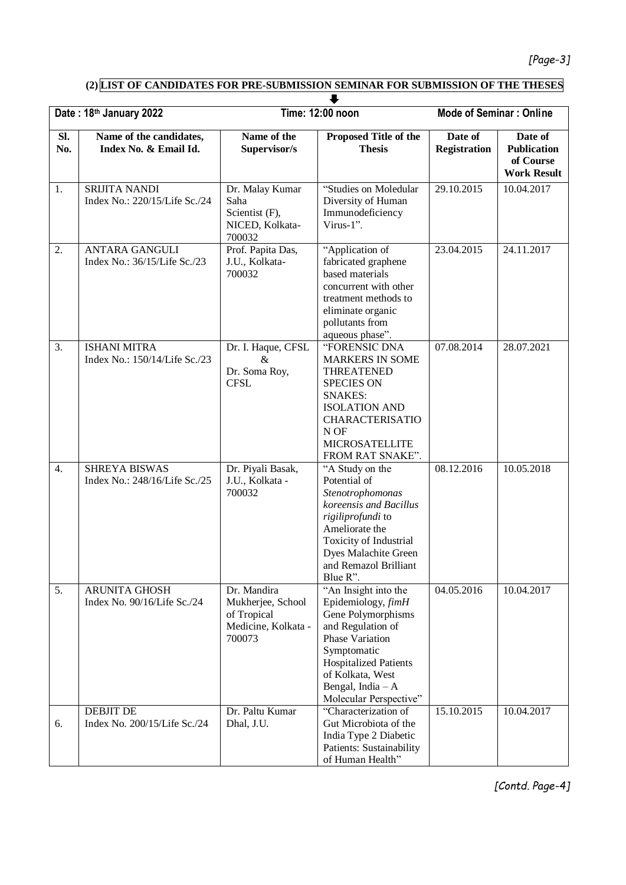## (2) LIST OF CANDIDATES FOR PRE-SUBMISSION SEMINAR FOR SUBMISSION OF THE THESES

| Date : 18th January 2022 | | Time: 12:00 noon | | Mode of Seminar : Online | |
|---|---|---|---|---|---|
| **Sl. No.** | **Name of the candidates, Index No. & Email Id.** | **Name of the Supervisor/s** | **Proposed Title of the Thesis** | **Date of Registration** | **Date of Publication of Course Work Result** |
| 1. | SRIJITA NANDI Index No.: 220/15/Life Sc./24 | Dr. Malay Kumar Saha Scientist (F), NICED, Kolkata-700032 | "Studies on Moleduar Diversity of Human Immunodeficiency Virus-1". | 29.10.2015 | 10.04.2017 |
| 2. | ANTARA GANGULI Index No.: 36/15/Life Sc./23 | Prof. Papita Das, J.U., Kolkata-700032 | "Application of fabricated graphene based materials concurrent with other treatment methods to eliminate organic pollutants from aqueous phase". | 23.04.2015 | 24.11.2017 |
| 3. | ISHANI MITRA Index No.: 150/14/Life Sc./23 | Dr. I. Haque, CFSL & Dr. Soma Roy, CFSL | "FORENSIC DNA MARKERS IN SOME THREATENED SPECIES ON SNAKES: ISOLATION AND CHARACTERISATIO N OF MICROSATELLITE FROM RAT SNAKE". | 07.08.2014 | 28.07.2021 |
| 4. | SHREYA BISWAS Index No.: 248/16/Life Sc./25 | Dr. Piyali Basak, J.U., Kolkata - 700032 | "A Study on the Potential of *Stenotrophomonas koreensis and Bacillus rigiliprofundi* to Ameliorate the Toxicity of Industrial Dyes Malachite Green and Remazol Brilliant Blue R". | 08.12.2016 | 10.05.2018 |
| 5. | ARUNITA GHOSH Index No. 90/16/Life Sc./24 | Dr. Mandira Mukherjee, School of Tropical Medicine, Kolkata - 700073 | "An Insight into the Epidemiology, *fimH* Gene Polymorphisms and Regulation of Phase Variation Symptomatic Hospitalized Patients of Kolkata, West Bengal, India – A Molecular Perspective" | 04.05.2016 | 10.04.2017 |
| 6. | DEBJIT DE Index No. 200/15/Life Sc./24 | Dr. Paltu Kumar Dhal, J.U. | "Characterization of Gut Microbiota of the India Type 2 Diabetic Patients: Sustainability of Human Health" | 15.10.2015 | 10.04.2017 |

[Contd. Page-4]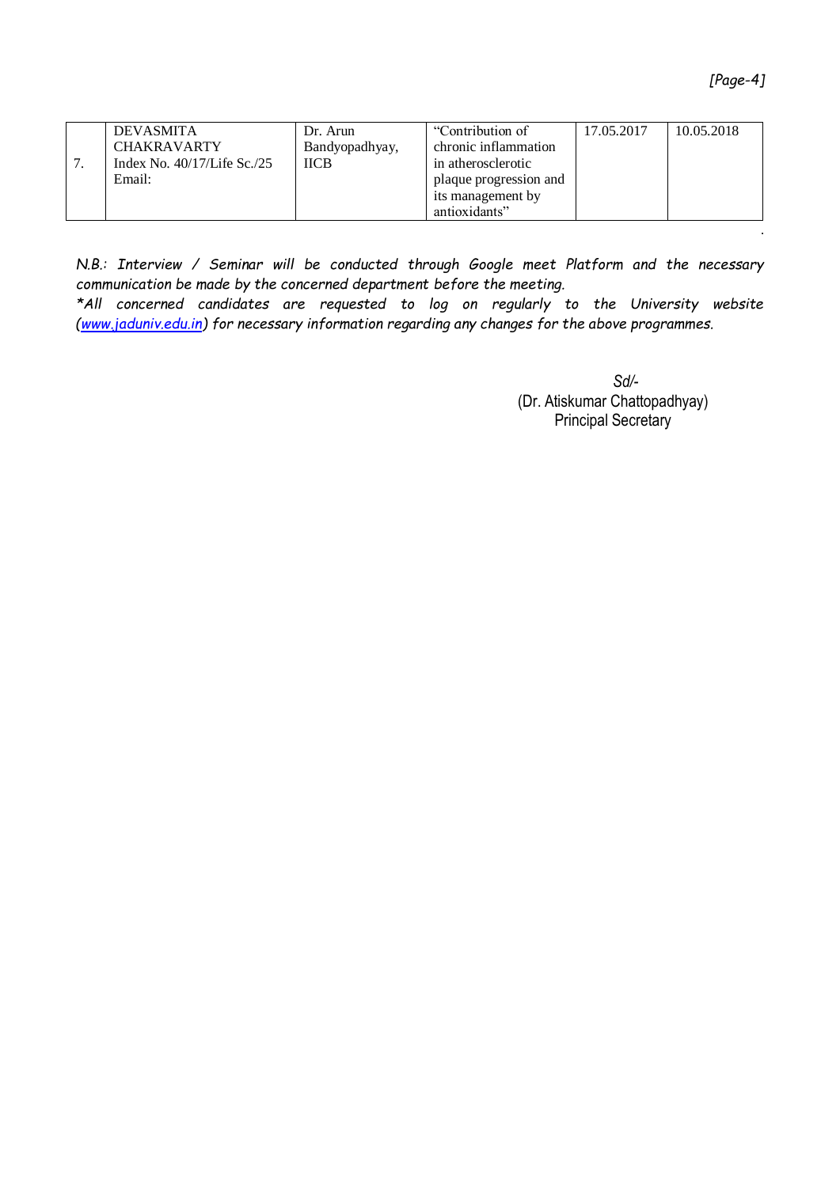| | | | | | |
|---|---|---|---|---|---|
| 7. | DEVASMITA CHAKRAVARTY<br>Index No. 40/17/Life Sc./25<br>Email: | Dr. Arun Bandyopadhyay, IICB | "Contribution of chronic inflammation in atherosclerotic plaque progression and its management by antioxidants" | 17.05.2017 | 10.05.2018 |

*N.B.: Interview / Seminar will be conducted through Google meet Platform and the necessary communication be made by the concerned department before the meeting.*

*\*All concerned candidates are requested to log on regularly to the University website ([www.jaduniv.edu.in](http://www.jaduniv.edu.in)) for necessary information regarding any changes for the above programmes.*

*Sd/-*
(Dr. Atiskumar Chattopadhyay)
Principal Secretary